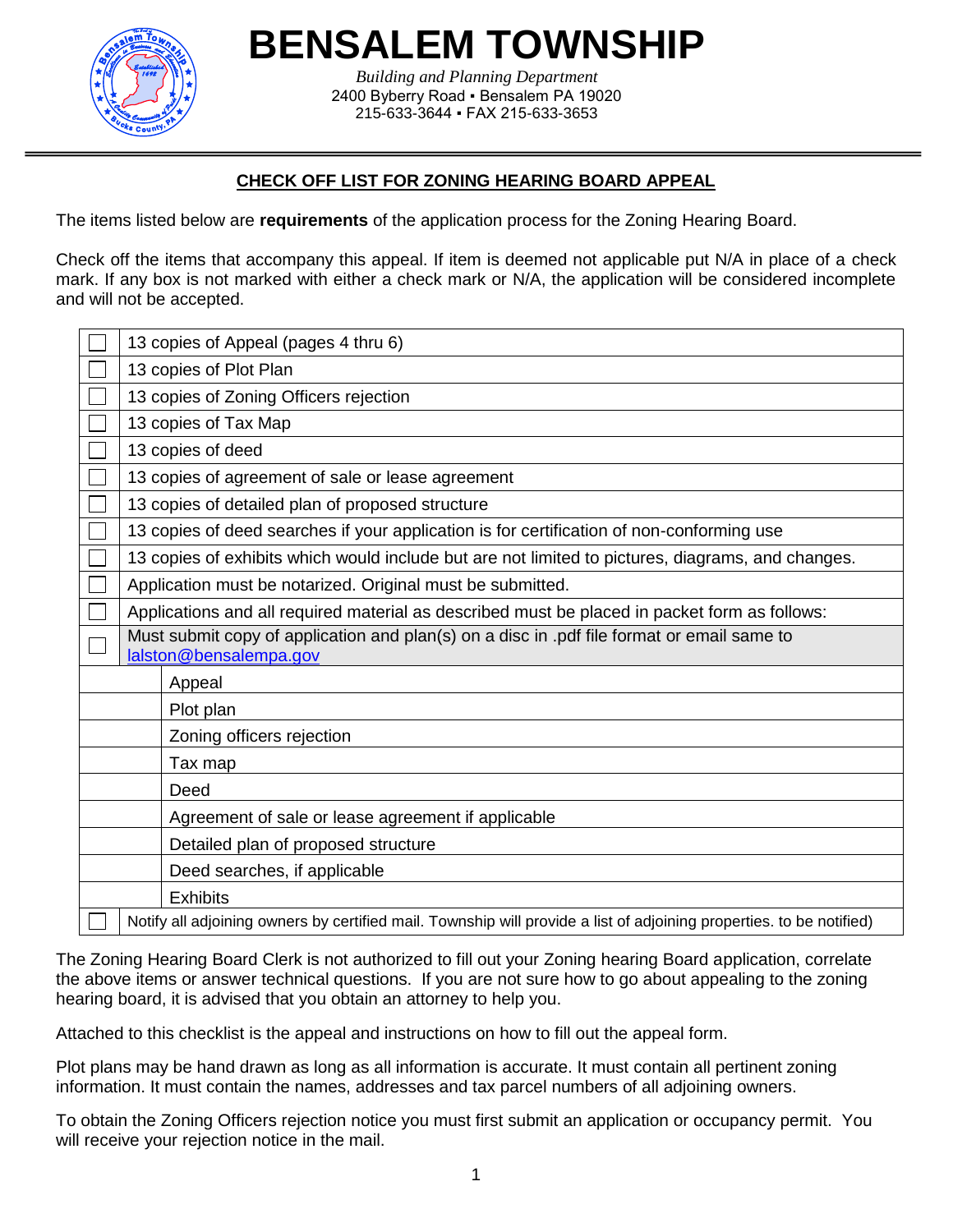# BENSALEM TOWNSHIP

*Building and Planning Department*
2400 Byberry Road ▪ Bensalem PA 19020
215-633-3644 ▪ FAX 215-633-3653

## CHECK OFF LIST FOR ZONING HEARING BOARD APPEAL

The items listed below are **requirements** of the application process for the Zoning Hearing Board.

Check off the items that accompany this appeal. If item is deemed not applicable put N/A in place of a check mark. If any box is not marked with either a check mark or N/A, the application will be considered incomplete and will not be accepted.

| | |
|---|---|
| ☐ | 13 copies of Appeal (pages 4 thru 6) |
| ☐ | 13 copies of Plot Plan |
| ☐ | 13 copies of Zoning Officers rejection |
| ☐ | 13 copies of Tax Map |
| ☐ | 13 copies of deed |
| ☐ | 13 copies of agreement of sale or lease agreement |
| ☐ | 13 copies of detailed plan of proposed structure |
| ☐ | 13 copies of deed searches if your application is for certification of non-conforming use |
| ☐ | 13 copies of exhibits which would include but are not limited to pictures, diagrams, and changes. |
| ☐ | Application must be notarized. Original must be submitted. |
| ☐ | Applications and all required material as described must be placed in packet form as follows: |
| ☐ | Must submit copy of application and plan(s) on a disc in .pdf file format or email same to lalston@bensalempa.gov |
| | Appeal |
| | Plot plan |
| | Zoning officers rejection |
| | Tax map |
| | Deed |
| | Agreement of sale or lease agreement if applicable |
| | Detailed plan of proposed structure |
| | Deed searches, if applicable |
| | Exhibits |
| ☐ | Notify all adjoining owners by certified mail. Township will provide a list of adjoining properties. to be notified) |

The Zoning Hearing Board Clerk is not authorized to fill out your Zoning hearing Board application, correlate the above items or answer technical questions. If you are not sure how to go about appealing to the zoning hearing board, it is advised that you obtain an attorney to help you.

Attached to this checklist is the appeal and instructions on how to fill out the appeal form.

Plot plans may be hand drawn as long as all information is accurate. It must contain all pertinent zoning information. It must contain the names, addresses and tax parcel numbers of all adjoining owners.

To obtain the Zoning Officers rejection notice you must first submit an application or occupancy permit. You will receive your rejection notice in the mail.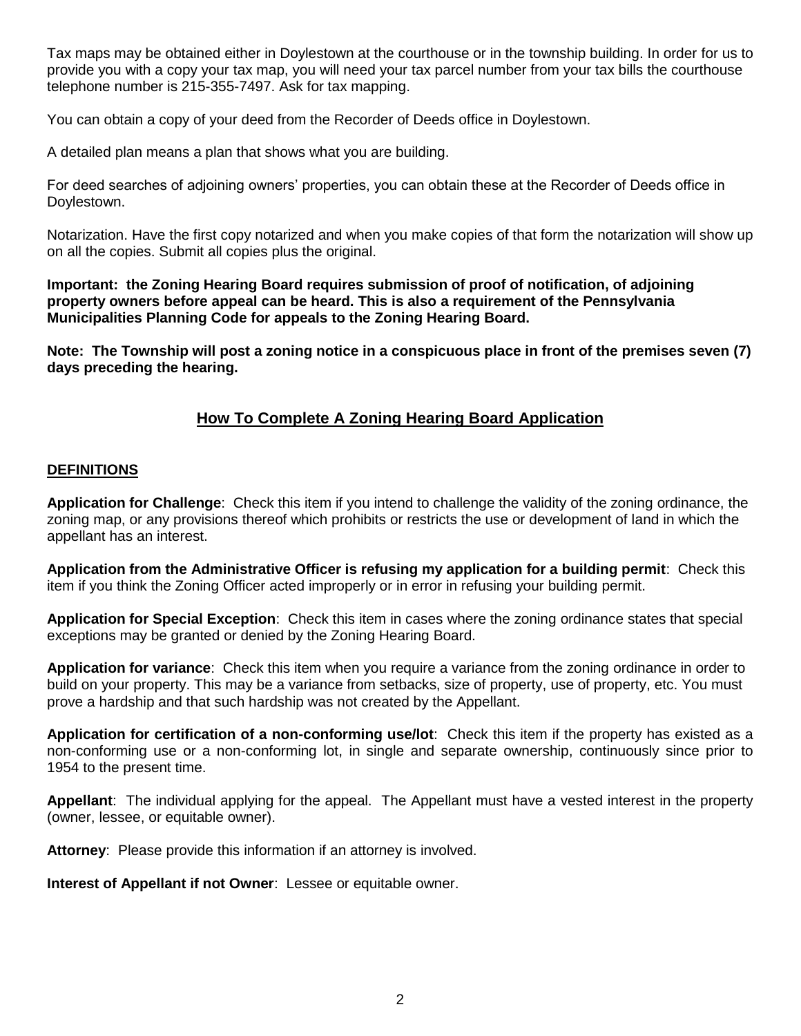Tax maps may be obtained either in Doylestown at the courthouse or in the township building. In order for us to provide you with a copy your tax map, you will need your tax parcel number from your tax bills the courthouse telephone number is 215-355-7497. Ask for tax mapping.

You can obtain a copy of your deed from the Recorder of Deeds office in Doylestown.

A detailed plan means a plan that shows what you are building.

For deed searches of adjoining owners' properties, you can obtain these at the Recorder of Deeds office in Doylestown.

Notarization. Have the first copy notarized and when you make copies of that form the notarization will show up on all the copies. Submit all copies plus the original.

**Important: the Zoning Hearing Board requires submission of proof of notification, of adjoining property owners before appeal can be heard. This is also a requirement of the Pennsylvania Municipalities Planning Code for appeals to the Zoning Hearing Board.**

**Note: The Township will post a zoning notice in a conspicuous place in front of the premises seven (7) days preceding the hearing.**

## How To Complete A Zoning Hearing Board Application

### DEFINITIONS

**Application for Challenge**: Check this item if you intend to challenge the validity of the zoning ordinance, the zoning map, or any provisions thereof which prohibits or restricts the use or development of land in which the appellant has an interest.

**Application from the Administrative Officer is refusing my application for a building permit**: Check this item if you think the Zoning Officer acted improperly or in error in refusing your building permit.

**Application for Special Exception**: Check this item in cases where the zoning ordinance states that special exceptions may be granted or denied by the Zoning Hearing Board.

**Application for variance**: Check this item when you require a variance from the zoning ordinance in order to build on your property. This may be a variance from setbacks, size of property, use of property, etc. You must prove a hardship and that such hardship was not created by the Appellant.

**Application for certification of a non-conforming use/lot**: Check this item if the property has existed as a non-conforming use or a non-conforming lot, in single and separate ownership, continuously since prior to 1954 to the present time.

**Appellant**: The individual applying for the appeal. The Appellant must have a vested interest in the property (owner, lessee, or equitable owner).

**Attorney**: Please provide this information if an attorney is involved.

**Interest of Appellant if not Owner**: Lessee or equitable owner.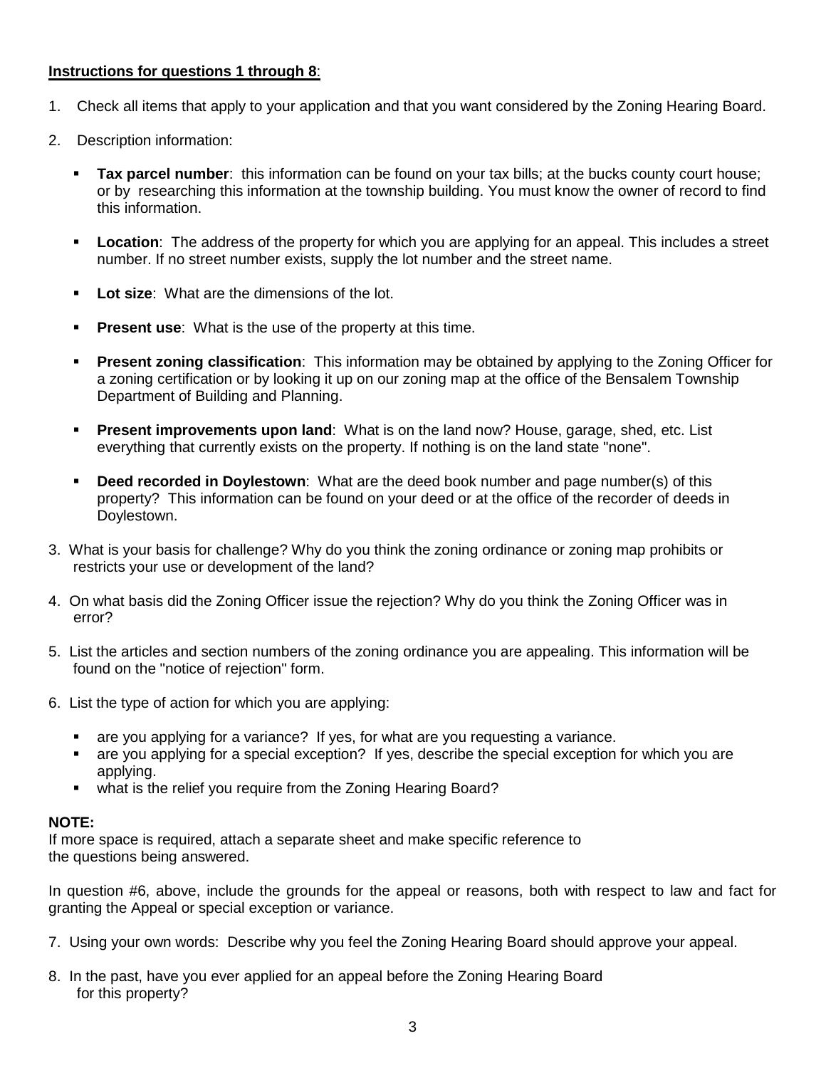<u>**Instructions for questions 1 through 8**</u>:

1. Check all items that apply to your application and that you want considered by the Zoning Hearing Board.

2. Description information:

   - **Tax parcel number**: this information can be found on your tax bills; at the bucks county court house; or by researching this information at the township building. You must know the owner of record to find this information.

   - **Location**: The address of the property for which you are applying for an appeal. This includes a street number. If no street number exists, supply the lot number and the street name.

   - **Lot size**: What are the dimensions of the lot.

   - **Present use**: What is the use of the property at this time.

   - **Present zoning classification**: This information may be obtained by applying to the Zoning Officer for a zoning certification or by looking it up on our zoning map at the office of the Bensalem Township Department of Building and Planning.

   - **Present improvements upon land**: What is on the land now? House, garage, shed, etc. List everything that currently exists on the property. If nothing is on the land state "none".

   - **Deed recorded in Doylestown**: What are the deed book number and page number(s) of this property? This information can be found on your deed or at the office of the recorder of deeds in Doylestown.

3. What is your basis for challenge? Why do you think the zoning ordinance or zoning map prohibits or restricts your use or development of the land?

4. On what basis did the Zoning Officer issue the rejection? Why do you think the Zoning Officer was in error?

5. List the articles and section numbers of the zoning ordinance you are appealing. This information will be found on the "notice of rejection" form.

6. List the type of action for which you are applying:

   - are you applying for a variance? If yes, for what are you requesting a variance.
   - are you applying for a special exception? If yes, describe the special exception for which you are applying.
   - what is the relief you require from the Zoning Hearing Board?

**NOTE:**
If more space is required, attach a separate sheet and make specific reference to the questions being answered.

In question #6, above, include the grounds for the appeal or reasons, both with respect to law and fact for granting the Appeal or special exception or variance.

7. Using your own words: Describe why you feel the Zoning Hearing Board should approve your appeal.

8. In the past, have you ever applied for an appeal before the Zoning Hearing Board for this property?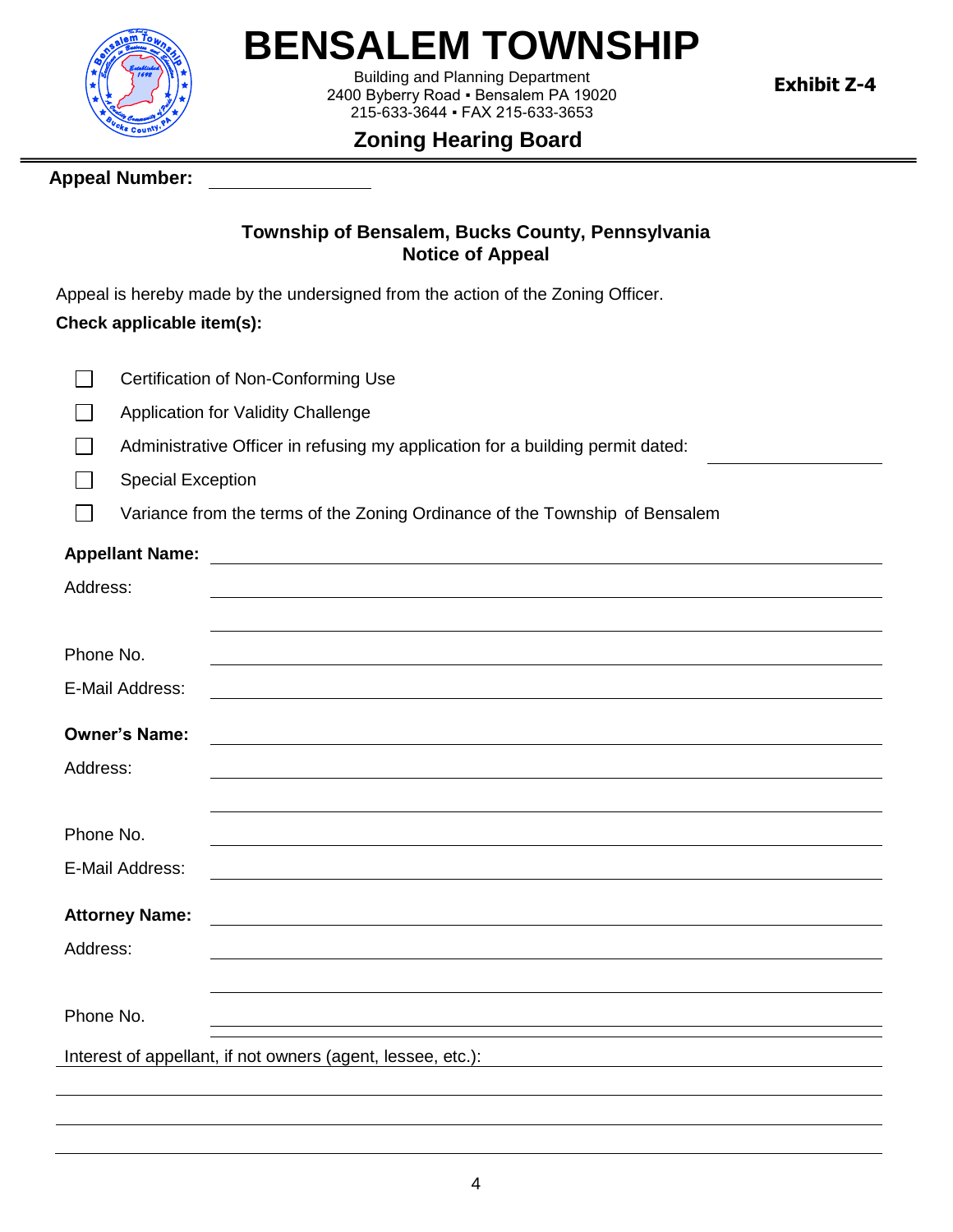# BENSALEM TOWNSHIP

Building and Planning Department
2400 Byberry Road ▪ Bensalem PA 19020
215-633-3644 ▪ FAX 215-633-3653

**Exhibit Z-4**

## Zoning Hearing Board

**Appeal Number:** ______________

### Township of Bensalem, Bucks County, Pennsylvania
### Notice of Appeal

Appeal is hereby made by the undersigned from the action of the Zoning Officer.

**Check applicable item(s):**

- ☐ Certification of Non-Conforming Use
- ☐ Application for Validity Challenge
- ☐ Administrative Officer in refusing my application for a building permit dated: ______________
- ☐ Special Exception
- ☐ Variance from the terms of the Zoning Ordinance of the Township of Bensalem

**Appellant Name:** ______________________________

Address: ______________________________

______________________________

Phone No. ______________________________

E-Mail Address: ______________________________

**Owner's Name:** ______________________________

Address: ______________________________

______________________________

Phone No. ______________________________

E-Mail Address: ______________________________

**Attorney Name:** ______________________________

Address: ______________________________

______________________________

Phone No. ______________________________

Interest of appellant, if not owners (agent, lessee, etc.): ______________________________

______________________________

______________________________

______________________________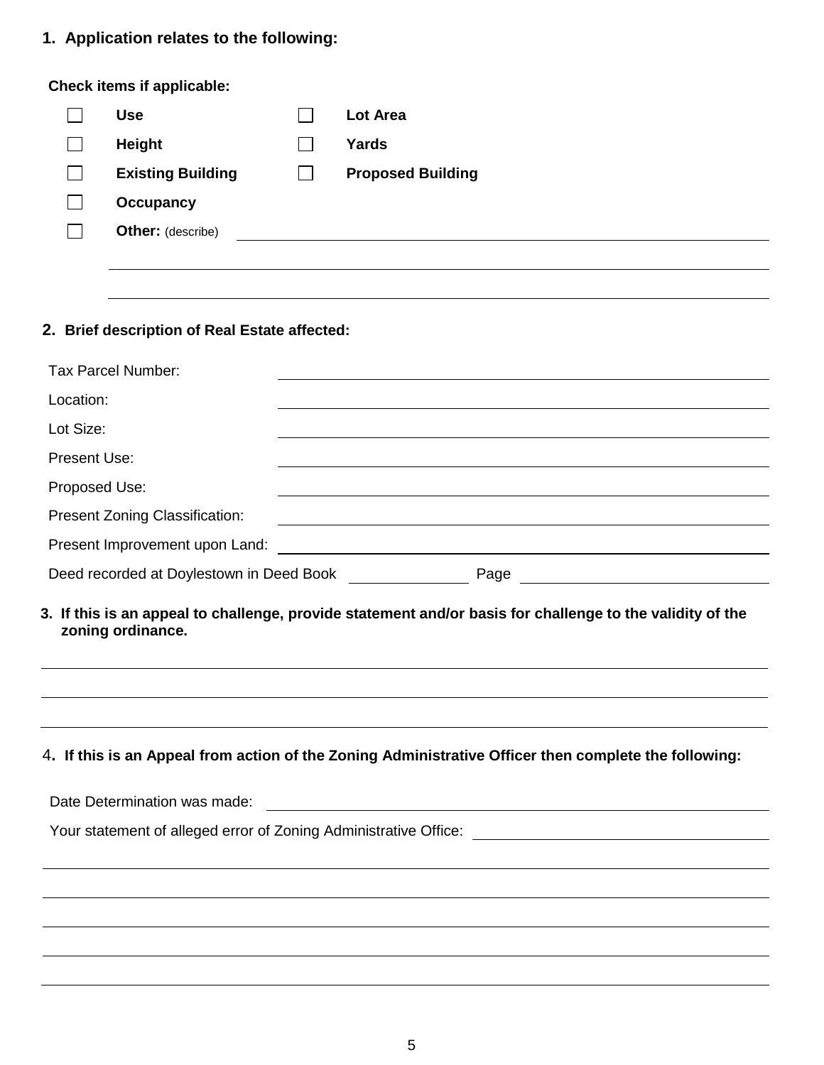**1. Application relates to the following:**

**Check items if applicable:**

- [ ] **Use**
- [ ] **Lot Area**
- [ ] **Height**
- [ ] **Yards**
- [ ] **Existing Building**
- [ ] **Proposed Building**
- [ ] **Occupancy**
- [ ] **Other:** (describe) ______________________________________________

______________________________________________

______________________________________________

**2. Brief description of Real Estate affected:**

Tax Parcel Number: ______________________________________________

Location: ______________________________________________

Lot Size: ______________________________________________

Present Use: ______________________________________________

Proposed Use: ______________________________________________

Present Zoning Classification: ______________________________________________

Present Improvement upon Land: ______________________________________________

Deed recorded at Doylestown in Deed Book ____________ Page ____________

**3. If this is an appeal to challenge, provide statement and/or basis for challenge to the validity of the zoning ordinance.**

______________________________________________

______________________________________________

______________________________________________

**4. If this is an Appeal from action of the Zoning Administrative Officer then complete the following:**

Date Determination was made: ______________________________________________

Your statement of alleged error of Zoning Administrative Office: ______________________________________________

______________________________________________

______________________________________________

______________________________________________

______________________________________________

______________________________________________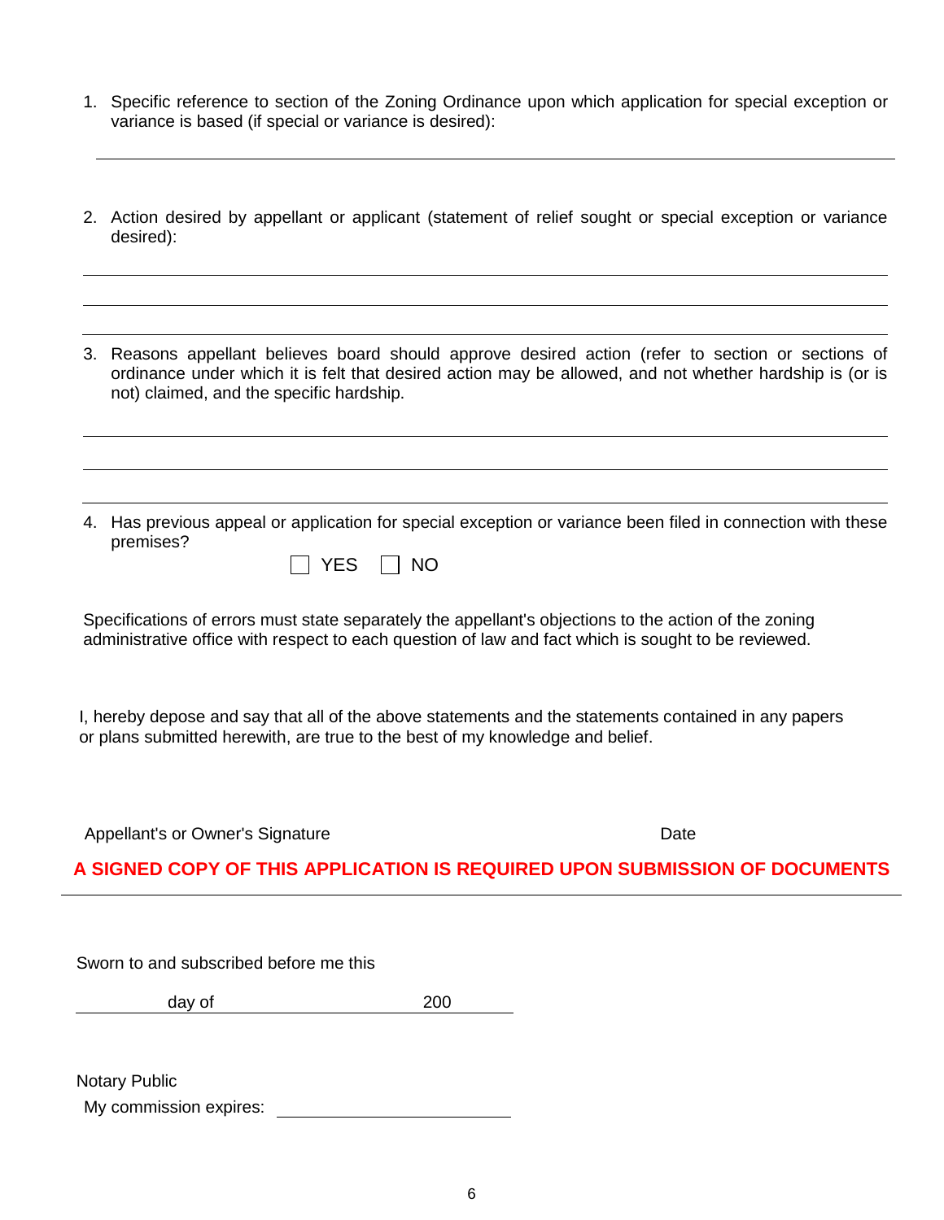1. Specific reference to section of the Zoning Ordinance upon which application for special exception or variance is based (if special or variance is desired):

_______________________________________________

2. Action desired by appellant or applicant (statement of relief sought or special exception or variance desired):

_______________________________________________

_______________________________________________

_______________________________________________

3. Reasons appellant believes board should approve desired action (refer to section or sections of ordinance under which it is felt that desired action may be allowed, and not whether hardship is (or is not) claimed, and the specific hardship.

_______________________________________________

_______________________________________________

_______________________________________________

4. Has previous appeal or application for special exception or variance been filed in connection with these premises?

☐ YES ☐ NO

Specifications of errors must state separately the appellant's objections to the action of the zoning administrative office with respect to each question of law and fact which is sought to be reviewed.

I, hereby depose and say that all of the above statements and the statements contained in any papers or plans submitted herewith, are true to the best of my knowledge and belief.

Appellant's or Owner's Signature Date

**A SIGNED COPY OF THIS APPLICATION IS REQUIRED UPON SUBMISSION OF DOCUMENTS**

---

Sworn to and subscribed before me this

_______ day of _______________ 200___

Notary Public

My commission expires: _______________